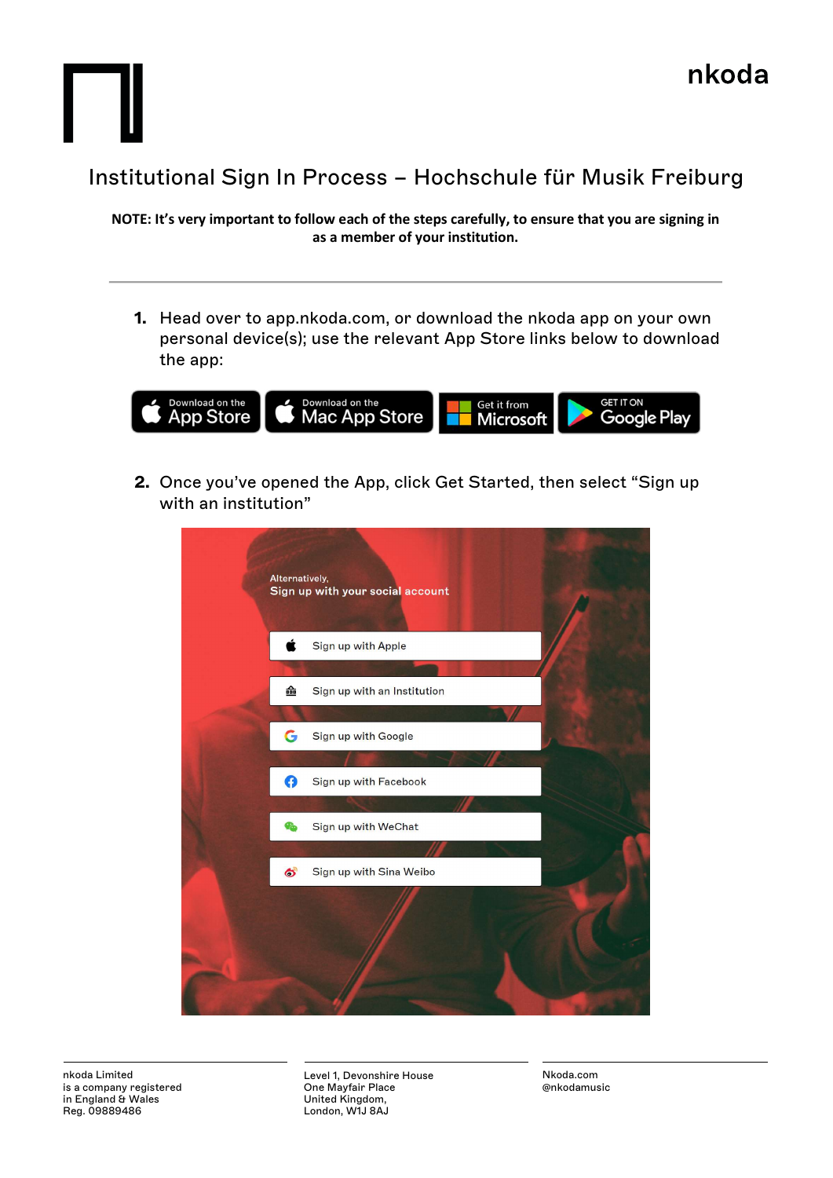nkoda

# Institutional Sign In Process – Hochschule für Musik Freiburg

**NOTE: It's very important to follow each of the steps carefully, to ensure that you are signing in as a member of your institution.**

---

1. Head over to app.nkoda.com, or download the nkoda app on your own personal device(s); use the relevant App Store links below to download the app:

   Download on the App Store | Download on the Mac App Store | Get it from Microsoft | GET IT ON Google Play

2. Once you've opened the App, click Get Started, then select "Sign up with an institution"

   Alternatively,
   Sign up with your social account

   - Sign up with Apple
   - Sign up with an Institution
   - Sign up with Google
   - Sign up with Facebook
   - Sign up with WeChat
   - Sign up with Sina Weibo

nkoda Limited
is a company registered
in England & Wales
Reg. 09889486

Level 1, Devonshire House
One Mayfair Place
United Kingdom,
London, W1J 8AJ

Nkoda.com
@nkodamusic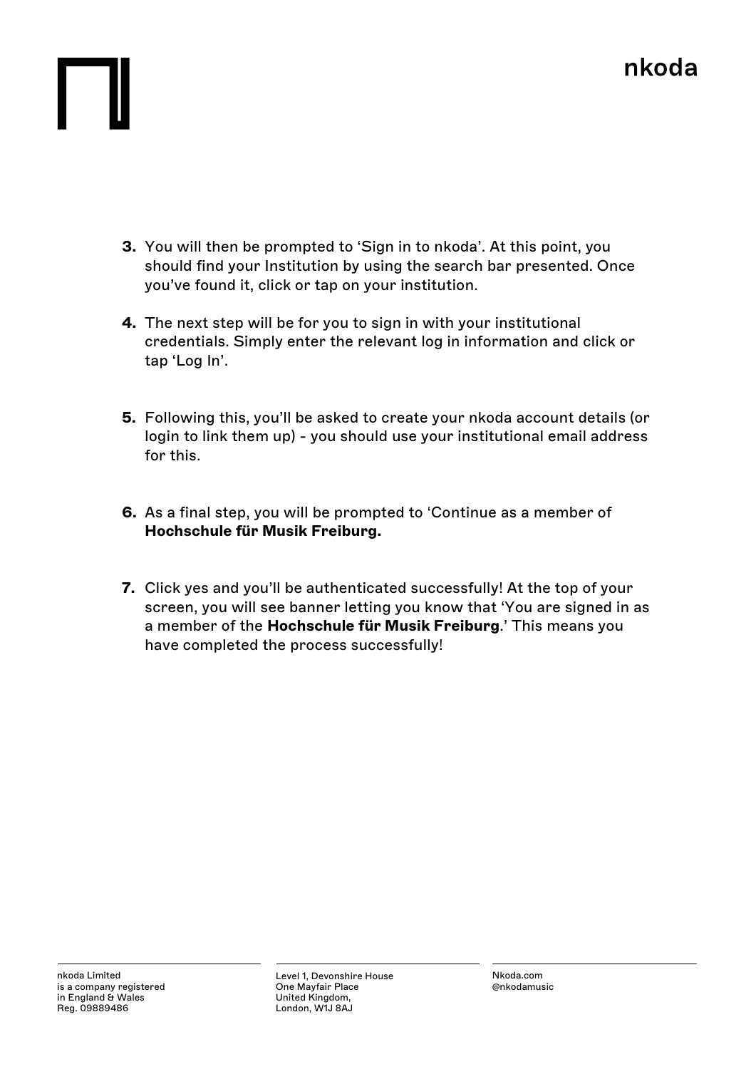3. You will then be prompted to 'Sign in to nkoda'. At this point, you should find your Institution by using the search bar presented. Once you've found it, click or tap on your institution.

4. The next step will be for you to sign in with your institutional credentials. Simply enter the relevant log in information and click or tap 'Log In'.

5. Following this, you'll be asked to create your nkoda account details (or login to link them up) - you should use your institutional email address for this.

6. As a final step, you will be prompted to 'Continue as a member of **Hochschule für Musik Freiburg.**

7. Click yes and you'll be authenticated successfully! At the top of your screen, you will see banner letting you know that 'You are signed in as a member of the **Hochschule für Musik Freiburg**.' This means you have completed the process successfully!